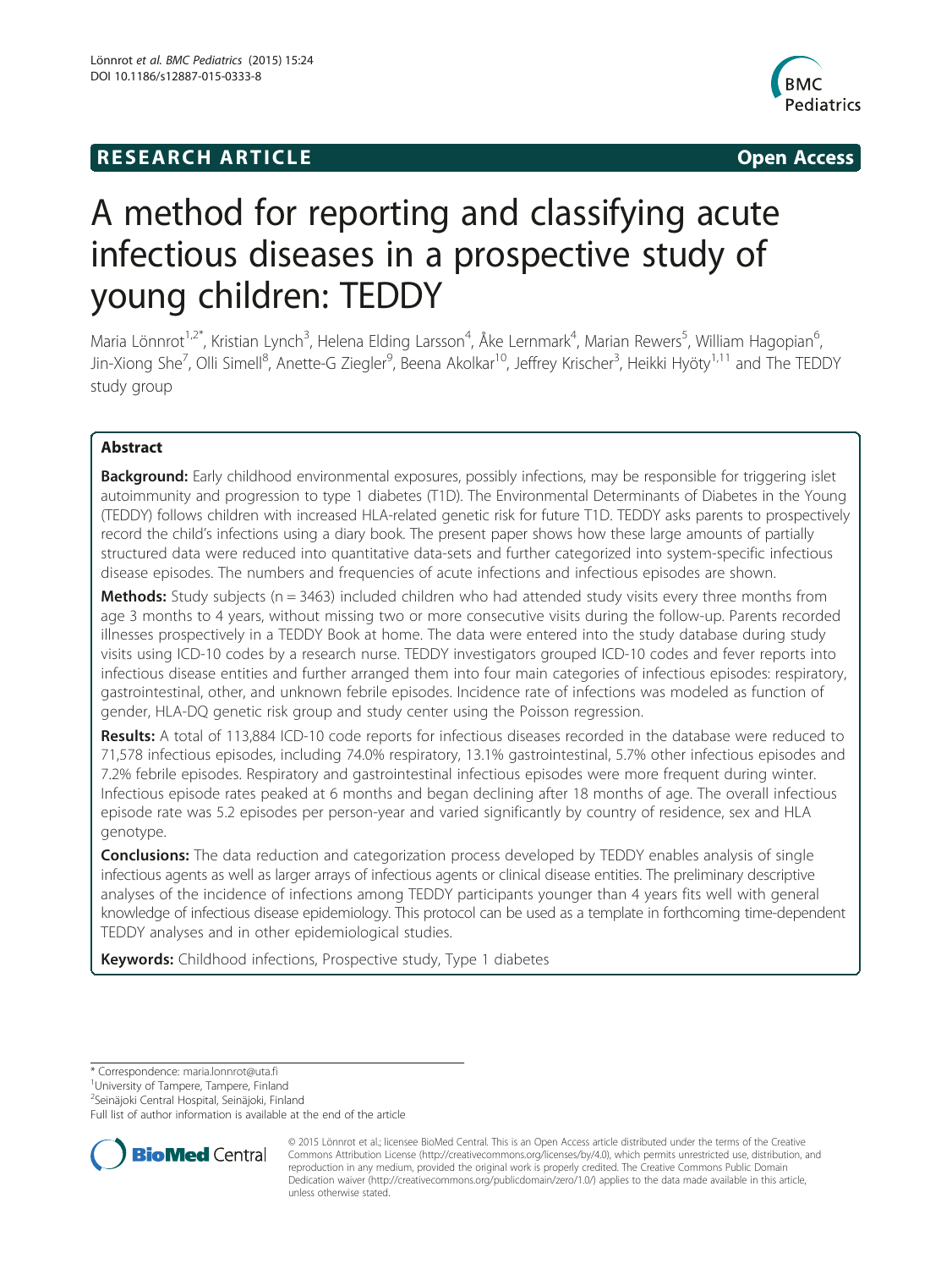**RESEARCH ARTICLE** **Open Access**

# A method for reporting and classifying acute infectious diseases in a prospective study of young children: TEDDY

Maria Lönnrot[1,2*], Kristian Lynch[3], Helena Elding Larsson[4], Åke Lernmark[4], Marian Rewers[5], William Hagopian[6], Jin-Xiong She[7], Olli Simell[8], Anette-G Ziegler[9], Beena Akolkar[10], Jeffrey Krischer[3], Heikki Hyöty[1,11] and The TEDDY study group

## Abstract

**Background:** Early childhood environmental exposures, possibly infections, may be responsible for triggering islet autoimmunity and progression to type 1 diabetes (T1D). The Environmental Determinants of Diabetes in the Young (TEDDY) follows children with increased HLA-related genetic risk for future T1D. TEDDY asks parents to prospectively record the child's infections using a diary book. The present paper shows how these large amounts of partially structured data were reduced into quantitative data-sets and further categorized into system-specific infectious disease episodes. The numbers and frequencies of acute infections and infectious episodes are shown.

**Methods:** Study subjects (n = 3463) included children who had attended study visits every three months from age 3 months to 4 years, without missing two or more consecutive visits during the follow-up. Parents recorded illnesses prospectively in a TEDDY Book at home. The data were entered into the study database during study visits using ICD-10 codes by a research nurse. TEDDY investigators grouped ICD-10 codes and fever reports into infectious disease entities and further arranged them into four main categories of infectious episodes: respiratory, gastrointestinal, other, and unknown febrile episodes. Incidence rate of infections was modeled as function of gender, HLA-DQ genetic risk group and study center using the Poisson regression.

**Results:** A total of 113,884 ICD-10 code reports for infectious diseases recorded in the database were reduced to 71,578 infectious episodes, including 74.0% respiratory, 13.1% gastrointestinal, 5.7% other infectious episodes and 7.2% febrile episodes. Respiratory and gastrointestinal infectious episodes were more frequent during winter. Infectious episode rates peaked at 6 months and began declining after 18 months of age. The overall infectious episode rate was 5.2 episodes per person-year and varied significantly by country of residence, sex and HLA genotype.

**Conclusions:** The data reduction and categorization process developed by TEDDY enables analysis of single infectious agents as well as larger arrays of infectious agents or clinical disease entities. The preliminary descriptive analyses of the incidence of infections among TEDDY participants younger than 4 years fits well with general knowledge of infectious disease epidemiology. This protocol can be used as a template in forthcoming time-dependent TEDDY analyses and in other epidemiological studies.

**Keywords:** Childhood infections, Prospective study, Type 1 diabetes

---

\* Correspondence: maria.lonnrot@uta.fi
[1]University of Tampere, Tampere, Finland
[2]Seinäjoki Central Hospital, Seinäjoki, Finland
Full list of author information is available at the end of the article

© 2015 Lönnrot et al.; licensee BioMed Central. This is an Open Access article distributed under the terms of the Creative Commons Attribution License (http://creativecommons.org/licenses/by/4.0), which permits unrestricted use, distribution, and reproduction in any medium, provided the original work is properly credited. The Creative Commons Public Domain Dedication waiver (http://creativecommons.org/publicdomain/zero/1.0/) applies to the data made available in this article, unless otherwise stated.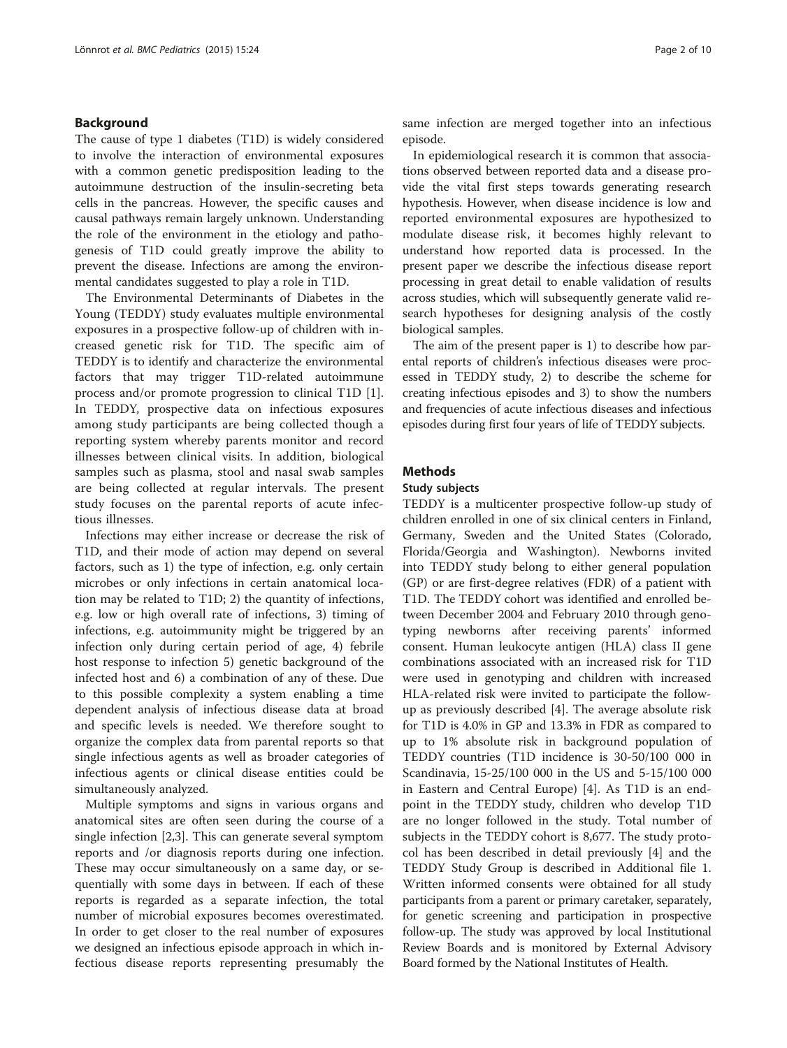## Background

The cause of type 1 diabetes (T1D) is widely considered to involve the interaction of environmental exposures with a common genetic predisposition leading to the autoimmune destruction of the insulin-secreting beta cells in the pancreas. However, the specific causes and causal pathways remain largely unknown. Understanding the role of the environment in the etiology and pathogenesis of T1D could greatly improve the ability to prevent the disease. Infections are among the environmental candidates suggested to play a role in T1D.

The Environmental Determinants of Diabetes in the Young (TEDDY) study evaluates multiple environmental exposures in a prospective follow-up of children with increased genetic risk for T1D. The specific aim of TEDDY is to identify and characterize the environmental factors that may trigger T1D-related autoimmune process and/or promote progression to clinical T1D [1]. In TEDDY, prospective data on infectious exposures among study participants are being collected though a reporting system whereby parents monitor and record illnesses between clinical visits. In addition, biological samples such as plasma, stool and nasal swab samples are being collected at regular intervals. The present study focuses on the parental reports of acute infectious illnesses.

Infections may either increase or decrease the risk of T1D, and their mode of action may depend on several factors, such as 1) the type of infection, e.g. only certain microbes or only infections in certain anatomical location may be related to T1D; 2) the quantity of infections, e.g. low or high overall rate of infections, 3) timing of infections, e.g. autoimmunity might be triggered by an infection only during certain period of age, 4) febrile host response to infection 5) genetic background of the infected host and 6) a combination of any of these. Due to this possible complexity a system enabling a time dependent analysis of infectious disease data at broad and specific levels is needed. We therefore sought to organize the complex data from parental reports so that single infectious agents as well as broader categories of infectious agents or clinical disease entities could be simultaneously analyzed.

Multiple symptoms and signs in various organs and anatomical sites are often seen during the course of a single infection [2,3]. This can generate several symptom reports and /or diagnosis reports during one infection. These may occur simultaneously on a same day, or sequentially with some days in between. If each of these reports is regarded as a separate infection, the total number of microbial exposures becomes overestimated. In order to get closer to the real number of exposures we designed an infectious episode approach in which infectious disease reports representing presumably the same infection are merged together into an infectious episode.

In epidemiological research it is common that associations observed between reported data and a disease provide the vital first steps towards generating research hypothesis. However, when disease incidence is low and reported environmental exposures are hypothesized to modulate disease risk, it becomes highly relevant to understand how reported data is processed. In the present paper we describe the infectious disease report processing in great detail to enable validation of results across studies, which will subsequently generate valid research hypotheses for designing analysis of the costly biological samples.

The aim of the present paper is 1) to describe how parental reports of children's infectious diseases were processed in TEDDY study, 2) to describe the scheme for creating infectious episodes and 3) to show the numbers and frequencies of acute infectious diseases and infectious episodes during first four years of life of TEDDY subjects.

## Methods

### Study subjects

TEDDY is a multicenter prospective follow-up study of children enrolled in one of six clinical centers in Finland, Germany, Sweden and the United States (Colorado, Florida/Georgia and Washington). Newborns invited into TEDDY study belong to either general population (GP) or are first-degree relatives (FDR) of a patient with T1D. The TEDDY cohort was identified and enrolled between December 2004 and February 2010 through genotyping newborns after receiving parents' informed consent. Human leukocyte antigen (HLA) class II gene combinations associated with an increased risk for T1D were used in genotyping and children with increased HLA-related risk were invited to participate the follow-up as previously described [4]. The average absolute risk for T1D is 4.0% in GP and 13.3% in FDR as compared to up to 1% absolute risk in background population of TEDDY countries (T1D incidence is 30-50/100 000 in Scandinavia, 15-25/100 000 in the US and 5-15/100 000 in Eastern and Central Europe) [4]. As T1D is an endpoint in the TEDDY study, children who develop T1D are no longer followed in the study. Total number of subjects in the TEDDY cohort is 8,677. The study protocol has been described in detail previously [4] and the TEDDY Study Group is described in Additional file 1. Written informed consents were obtained for all study participants from a parent or primary caretaker, separately, for genetic screening and participation in prospective follow-up. The study was approved by local Institutional Review Boards and is monitored by External Advisory Board formed by the National Institutes of Health.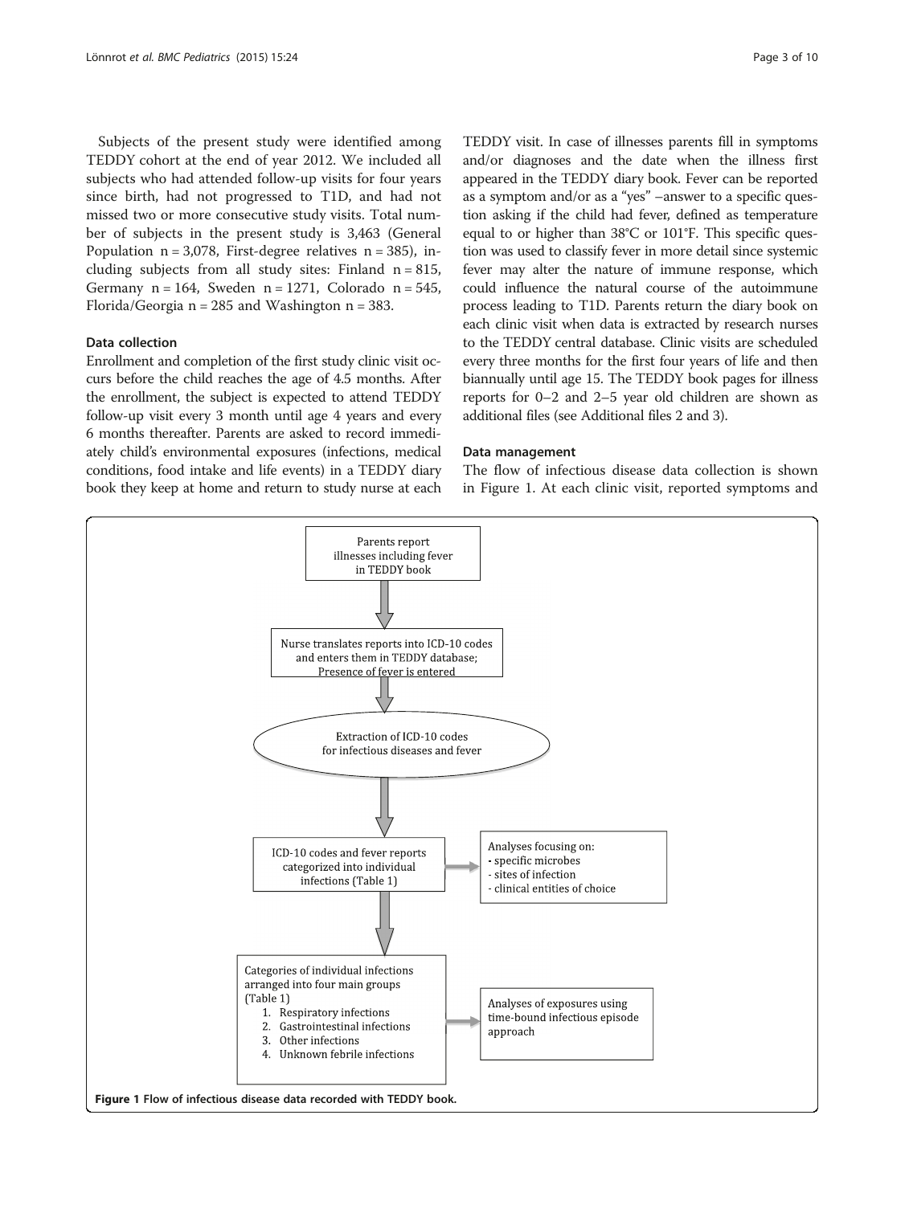Subjects of the present study were identified among TEDDY cohort at the end of year 2012. We included all subjects who had attended follow-up visits for four years since birth, had not progressed to T1D, and had not missed two or more consecutive study visits. Total number of subjects in the present study is 3,463 (General Population n = 3,078, First-degree relatives n = 385), including subjects from all study sites: Finland n = 815, Germany n = 164, Sweden n = 1271, Colorado n = 545, Florida/Georgia n = 285 and Washington n = 383.

### Data collection

Enrollment and completion of the first study clinic visit occurs before the child reaches the age of 4.5 months. After the enrollment, the subject is expected to attend TEDDY follow-up visit every 3 month until age 4 years and every 6 months thereafter. Parents are asked to record immediately child's environmental exposures (infections, medical conditions, food intake and life events) in a TEDDY diary book they keep at home and return to study nurse at each TEDDY visit. In case of illnesses parents fill in symptoms and/or diagnoses and the date when the illness first appeared in the TEDDY diary book. Fever can be reported as a symptom and/or as a "yes" –answer to a specific question asking if the child had fever, defined as temperature equal to or higher than 38°C or 101°F. This specific question was used to classify fever in more detail since systemic fever may alter the nature of immune response, which could influence the natural course of the autoimmune process leading to T1D. Parents return the diary book on each clinic visit when data is extracted by research nurses to the TEDDY central database. Clinic visits are scheduled every three months for the first four years of life and then biannually until age 15. The TEDDY book pages for illness reports for 0–2 and 2–5 year old children are shown as additional files (see Additional files 2 and 3).

### Data management

The flow of infectious disease data collection is shown in Figure 1. At each clinic visit, reported symptoms and

Parents report illnesses including fever in TEDDY book

↓

Nurse translates reports into ICD-10 codes and enters them in TEDDY database; Presence of fever is entered

↓

Extraction of ICD-10 codes for infectious diseases and fever

↓

ICD-10 codes and fever reports categorized into individual infections (Table 1) → Analyses focusing on:
- specific microbes
- sites of infection
- clinical entities of choice

↓

Categories of individual infections arranged into four main groups (Table 1)
1. Respiratory infections
2. Gastrointestinal infections
3. Other infections
4. Unknown febrile infections

→ Analyses of exposures using time-bound infectious episode approach

**Figure 1** Flow of infectious disease data recorded with TEDDY book.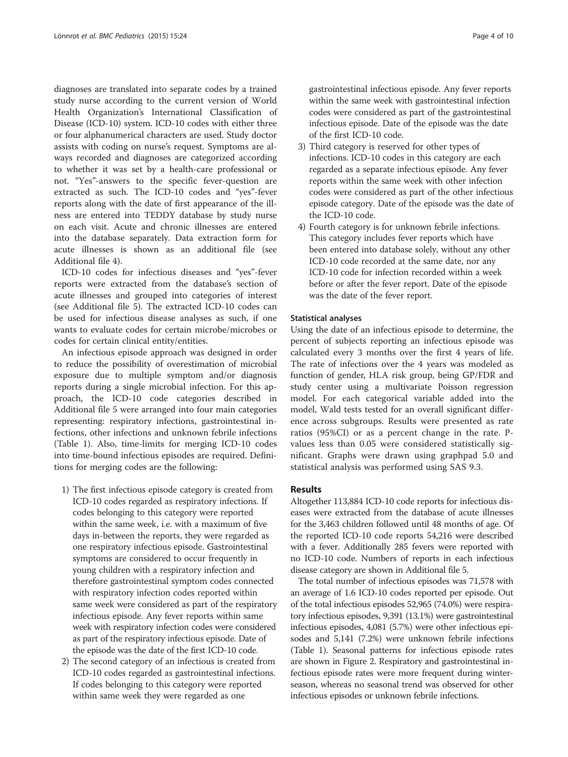diagnoses are translated into separate codes by a trained study nurse according to the current version of World Health Organization's International Classification of Disease (ICD-10) system. ICD-10 codes with either three or four alphanumerical characters are used. Study doctor assists with coding on nurse's request. Symptoms are always recorded and diagnoses are categorized according to whether it was set by a health-care professional or not. "Yes"-answers to the specific fever-question are extracted as such. The ICD-10 codes and "yes"-fever reports along with the date of first appearance of the illness are entered into TEDDY database by study nurse on each visit. Acute and chronic illnesses are entered into the database separately. Data extraction form for acute illnesses is shown as an additional file (see Additional file 4).

ICD-10 codes for infectious diseases and "yes"-fever reports were extracted from the database's section of acute illnesses and grouped into categories of interest (see Additional file 5). The extracted ICD-10 codes can be used for infectious disease analyses as such, if one wants to evaluate codes for certain microbe/microbes or codes for certain clinical entity/entities.

An infectious episode approach was designed in order to reduce the possibility of overestimation of microbial exposure due to multiple symptom and/or diagnosis reports during a single microbial infection. For this approach, the ICD-10 code categories described in Additional file 5 were arranged into four main categories representing: respiratory infections, gastrointestinal infections, other infections and unknown febrile infections (Table 1). Also, time-limits for merging ICD-10 codes into time-bound infectious episodes are required. Definitions for merging codes are the following:

1) The first infectious episode category is created from ICD-10 codes regarded as respiratory infections. If codes belonging to this category were reported within the same week, i.e. with a maximum of five days in-between the reports, they were regarded as one respiratory infectious episode. Gastrointestinal symptoms are considered to occur frequently in young children with a respiratory infection and therefore gastrointestinal symptom codes connected with respiratory infection codes reported within same week were considered as part of the respiratory infectious episode. Any fever reports within same week with respiratory infection codes were considered as part of the respiratory infectious episode. Date of the episode was the date of the first ICD-10 code.
2) The second category of an infectious is created from ICD-10 codes regarded as gastrointestinal infections. If codes belonging to this category were reported within same week they were regarded as one gastrointestinal infectious episode. Any fever reports within the same week with gastrointestinal infection codes were considered as part of the gastrointestinal infectious episode. Date of the episode was the date of the first ICD-10 code.
3) Third category is reserved for other types of infections. ICD-10 codes in this category are each regarded as a separate infectious episode. Any fever reports within the same week with other infection codes were considered as part of the other infectious episode category. Date of the episode was the date of the ICD-10 code.
4) Fourth category is for unknown febrile infections. This category includes fever reports which have been entered into database solely, without any other ICD-10 code recorded at the same date, nor any ICD-10 code for infection recorded within a week before or after the fever report. Date of the episode was the date of the fever report.

### Statistical analyses

Using the date of an infectious episode to determine, the percent of subjects reporting an infectious episode was calculated every 3 months over the first 4 years of life. The rate of infections over the 4 years was modeled as function of gender, HLA risk group, being GP/FDR and study center using a multivariate Poisson regression model. For each categorical variable added into the model, Wald tests tested for an overall significant difference across subgroups. Results were presented as rate ratios (95%CI) or as a percent change in the rate. P-values less than 0.05 were considered statistically significant. Graphs were drawn using graphpad 5.0 and statistical analysis was performed using SAS 9.3.

## Results

Altogether 113,884 ICD-10 code reports for infectious diseases were extracted from the database of acute illnesses for the 3,463 children followed until 48 months of age. Of the reported ICD-10 code reports 54,216 were described with a fever. Additionally 285 fevers were reported with no ICD-10 code. Numbers of reports in each infectious disease category are shown in Additional file 5.

The total number of infectious episodes was 71,578 with an average of 1.6 ICD-10 codes reported per episode. Out of the total infectious episodes 52,965 (74.0%) were respiratory infectious episodes, 9,391 (13.1%) were gastrointestinal infectious episodes, 4,081 (5.7%) were other infectious episodes and 5,141 (7.2%) were unknown febrile infections (Table 1). Seasonal patterns for infectious episode rates are shown in Figure 2. Respiratory and gastrointestinal infectious episode rates were more frequent during winter-season, whereas no seasonal trend was observed for other infectious episodes or unknown febrile infections.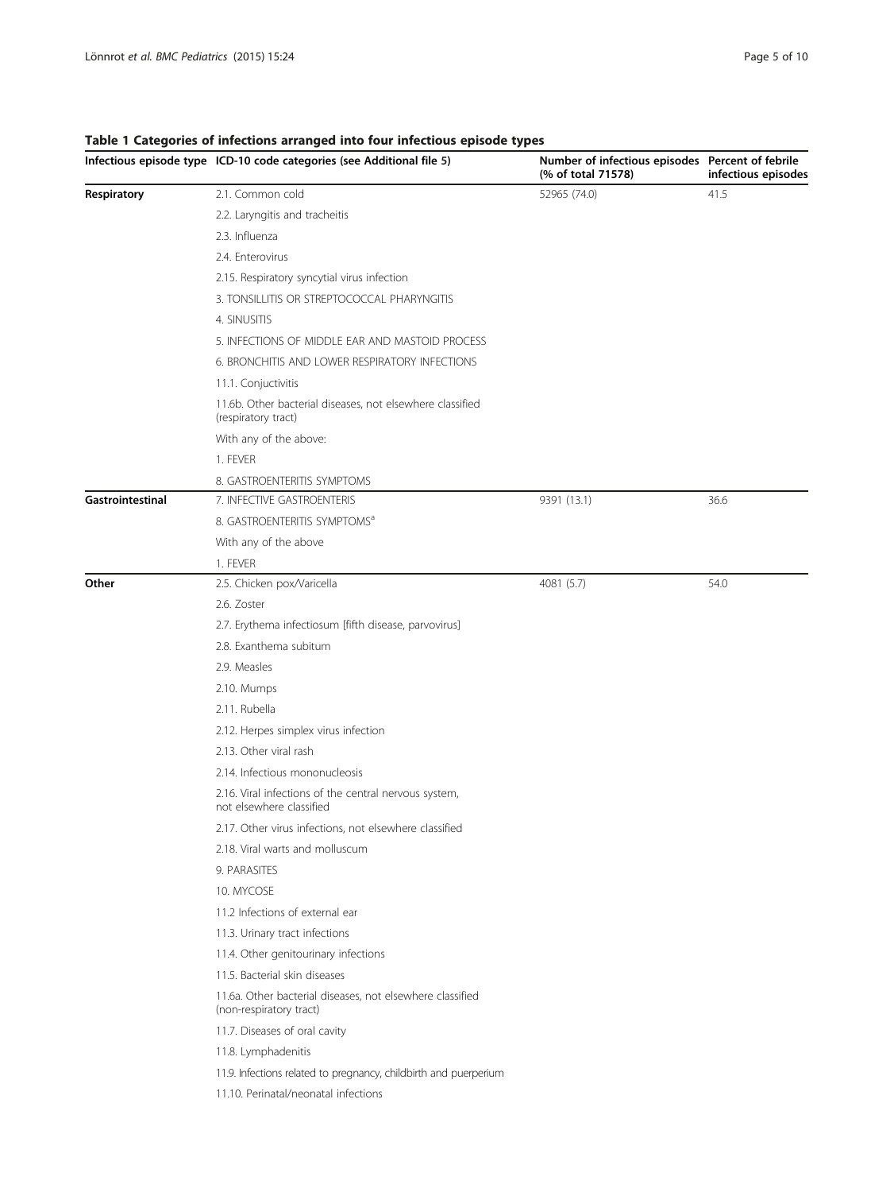**Table 1 Categories of infections arranged into four infectious episode types**

| Infectious episode type | ICD-10 code categories (see Additional file 5) | Number of infectious episodes (% of total 71578) | Percent of febrile infectious episodes |
|---|---|---|---|
| **Respiratory** | 2.1. Common cold | 52965 (74.0) | 41.5 |
| | 2.2. Laryngitis and tracheitis | | |
| | 2.3. Influenza | | |
| | 2.4. Enterovirus | | |
| | 2.15. Respiratory syncytial virus infection | | |
| | 3. TONSILLITIS OR STREPTOCOCCAL PHARYNGITIS | | |
| | 4. SINUSITIS | | |
| | 5. INFECTIONS OF MIDDLE EAR AND MASTOID PROCESS | | |
| | 6. BRONCHITIS AND LOWER RESPIRATORY INFECTIONS | | |
| | 11.1. Conjuctivitis | | |
| | 11.6b. Other bacterial diseases, not elsewhere classified (respiratory tract) | | |
| | With any of the above: | | |
| | 1. FEVER | | |
| | 8. GASTROENTERITIS SYMPTOMS | | |
| **Gastrointestinal** | 7. INFECTIVE GASTROENTERIS | 9391 (13.1) | 36.6 |
| | 8. GASTROENTERITIS SYMPTOMS[a] | | |
| | With any of the above | | |
| | 1. FEVER | | |
| **Other** | 2.5. Chicken pox/Varicella | 4081 (5.7) | 54.0 |
| | 2.6. Zoster | | |
| | 2.7. Erythema infectiosum [fifth disease, parvovirus] | | |
| | 2.8. Exanthema subitum | | |
| | 2.9. Measles | | |
| | 2.10. Mumps | | |
| | 2.11. Rubella | | |
| | 2.12. Herpes simplex virus infection | | |
| | 2.13. Other viral rash | | |
| | 2.14. Infectious mononucleosis | | |
| | 2.16. Viral infections of the central nervous system, not elsewhere classified | | |
| | 2.17. Other virus infections, not elsewhere classified | | |
| | 2.18. Viral warts and molluscum | | |
| | 9. PARASITES | | |
| | 10. MYCOSE | | |
| | 11.2 Infections of external ear | | |
| | 11.3. Urinary tract infections | | |
| | 11.4. Other genitourinary infections | | |
| | 11.5. Bacterial skin diseases | | |
| | 11.6a. Other bacterial diseases, not elsewhere classified (non-respiratory tract) | | |
| | 11.7. Diseases of oral cavity | | |
| | 11.8. Lymphadenitis | | |
| | 11.9. Infections related to pregnancy, childbirth and puerperium | | |
| | 11.10. Perinatal/neonatal infections | | |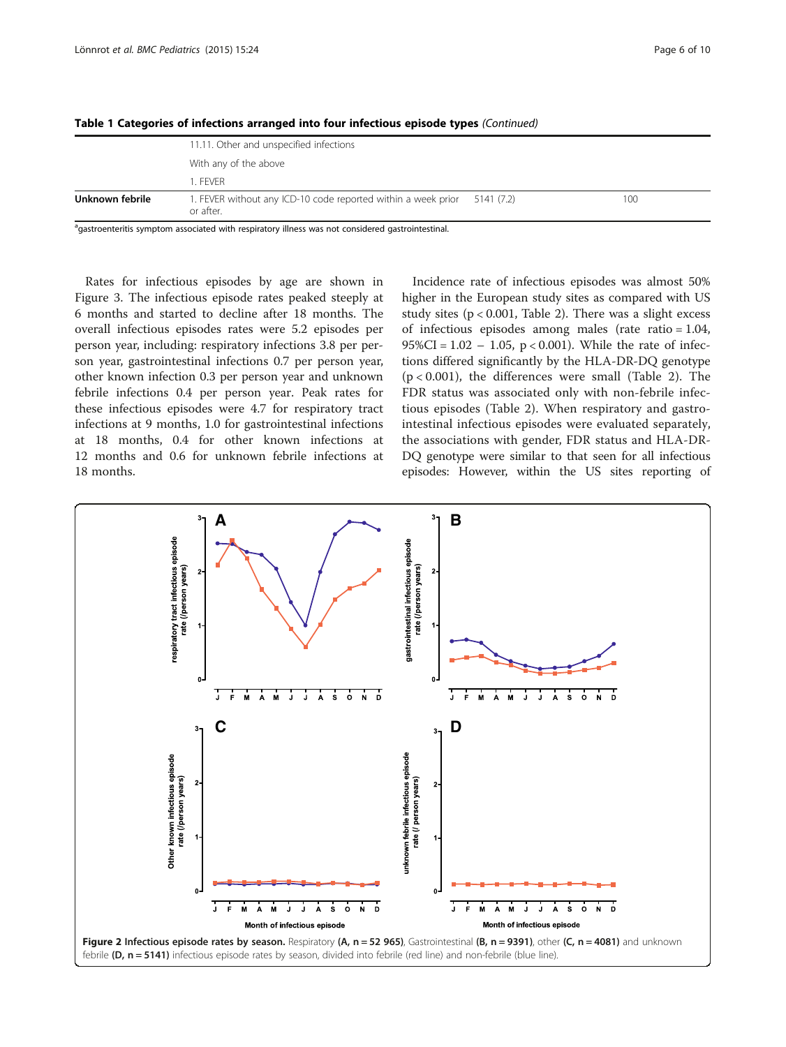**Table 1 Categories of infections arranged into four infectious episode types** *(Continued)*

| | | | |
|---|---|---|---|
| | 11.11. Other and unspecified infections | | |
| | With any of the above | | |
| | 1. FEVER | | |
| **Unknown febrile** | 1. FEVER without any ICD-10 code reported within a week prior or after. | 5141 (7.2) | 100 |

[a]gastroenteritis symptom associated with respiratory illness was not considered gastrointestinal.

Rates for infectious episodes by age are shown in Figure 3. The infectious episode rates peaked steeply at 6 months and started to decline after 18 months. The overall infectious episodes rates were 5.2 episodes per person year, including: respiratory infections 3.8 per person year, gastrointestinal infections 0.7 per person year, other known infection 0.3 per person year and unknown febrile infections 0.4 per person year. Peak rates for these infectious episodes were 4.7 for respiratory tract infections at 9 months, 1.0 for gastrointestinal infections at 18 months, 0.4 for other known infections at 12 months and 0.6 for unknown febrile infections at 18 months.

Incidence rate of infectious episodes was almost 50% higher in the European study sites as compared with US study sites ($p < 0.001$, Table 2). There was a slight excess of infectious episodes among males (rate ratio = 1.04, 95%CI = 1.02 – 1.05, $p < 0.001$). While the rate of infections differed significantly by the HLA-DR-DQ genotype ($p < 0.001$), the differences were small (Table 2). The FDR status was associated only with non-febrile infectious episodes (Table 2). When respiratory and gastrointestinal infectious episodes were evaluated separately, the associations with gender, FDR status and HLA-DR-DQ genotype were similar to that seen for all infectious episodes: However, within the US sites reporting of

**Figure 2 Infectious episode rates by season.** Respiratory **(A, n = 52 965)**, Gastrointestinal **(B, n = 9391)**, other **(C, n = 4081)** and unknown febrile **(D, n = 5141)** infectious episode rates by season, divided into febrile (red line) and non-febrile (blue line).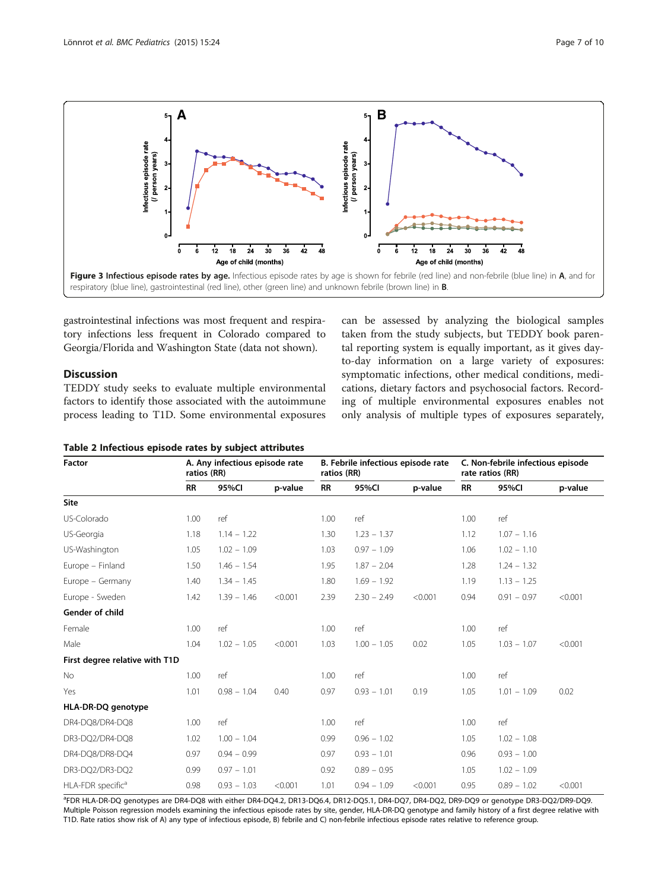Figure 3 Infectious episode rates by age. Infectious episode rates by age is shown for febrile (red line) and non-febrile (blue line) in A, and for respiratory (blue line), gastrointestinal (red line), other (green line) and unknown febrile (brown line) in B.

gastrointestinal infections was most frequent and respiratory infections less frequent in Colorado compared to Georgia/Florida and Washington State (data not shown).

## Discussion

TEDDY study seeks to evaluate multiple environmental factors to identify those associated with the autoimmune process leading to T1D. Some environmental exposures can be assessed by analyzing the biological samples taken from the study subjects, but TEDDY book parental reporting system is equally important, as it gives day-to-day information on a large variety of exposures: symptomatic infections, other medical conditions, medications, dietary factors and psychosocial factors. Recording of multiple environmental exposures enables not only analysis of multiple types of exposures separately,

**Table 2 Infectious episode rates by subject attributes**

| Factor | A. Any infectious episode rate ratios (RR) | | | B. Febrile infectious episode rate ratios (RR) | | | C. Non-febrile infectious episode rate ratios (RR) | | |
|---|---|---|---|---|---|---|---|---|---|
| | RR | 95%CI | p-value | RR | 95%CI | p-value | RR | 95%CI | p-value |
| **Site** | | | | | | | | | |
| US-Colorado | 1.00 | ref | | 1.00 | ref | | 1.00 | ref | |
| US-Georgia | 1.18 | 1.14 – 1.22 | | 1.30 | 1.23 – 1.37 | | 1.12 | 1.07 – 1.16 | |
| US-Washington | 1.05 | 1.02 – 1.09 | | 1.03 | 0.97 – 1.09 | | 1.06 | 1.02 – 1.10 | |
| Europe – Finland | 1.50 | 1.46 – 1.54 | | 1.95 | 1.87 – 2.04 | | 1.28 | 1.24 – 1.32 | |
| Europe – Germany | 1.40 | 1.34 – 1.45 | | 1.80 | 1.69 – 1.92 | | 1.19 | 1.13 – 1.25 | |
| Europe - Sweden | 1.42 | 1.39 – 1.46 | <0.001 | 2.39 | 2.30 – 2.49 | <0.001 | 0.94 | 0.91 – 0.97 | <0.001 |
| **Gender of child** | | | | | | | | | |
| Female | 1.00 | ref | | 1.00 | ref | | 1.00 | ref | |
| Male | 1.04 | 1.02 – 1.05 | <0.001 | 1.03 | 1.00 – 1.05 | 0.02 | 1.05 | 1.03 – 1.07 | <0.001 |
| **First degree relative with T1D** | | | | | | | | | |
| No | 1.00 | ref | | 1.00 | ref | | 1.00 | ref | |
| Yes | 1.01 | 0.98 – 1.04 | 0.40 | 0.97 | 0.93 – 1.01 | 0.19 | 1.05 | 1.01 – 1.09 | 0.02 |
| **HLA-DR-DQ genotype** | | | | | | | | | |
| DR4-DQ8/DR4-DQ8 | 1.00 | ref | | 1.00 | ref | | 1.00 | ref | |
| DR3-DQ2/DR4-DQ8 | 1.02 | 1.00 – 1.04 | | 0.99 | 0.96 – 1.02 | | 1.05 | 1.02 – 1.08 | |
| DR4-DQ8/DR8-DQ4 | 0.97 | 0.94 – 0.99 | | 0.97 | 0.93 – 1.01 | | 0.96 | 0.93 – 1.00 | |
| DR3-DQ2/DR3-DQ2 | 0.99 | 0.97 – 1.01 | | 0.92 | 0.89 – 0.95 | | 1.05 | 1.02 – 1.09 | |
| HLA-FDR specific[a] | 0.98 | 0.93 – 1.03 | <0.001 | 1.01 | 0.94 – 1.09 | <0.001 | 0.95 | 0.89 – 1.02 | <0.001 |

[a]FDR HLA-DR-DQ genotypes are DR4-DQ8 with either DR4-DQ4.2, DR13-DQ6.4, DR12-DQ5.1, DR4-DQ7, DR4-DQ2, DR9-DQ9 or genotype DR3-DQ2/DR9-DQ9.
Multiple Poisson regression models examining the infectious episode rates by site, gender, HLA-DR-DQ genotype and family history of a first degree relative with T1D. Rate ratios show risk of A) any type of infectious episode, B) febrile and C) non-febrile infectious episode rates relative to reference group.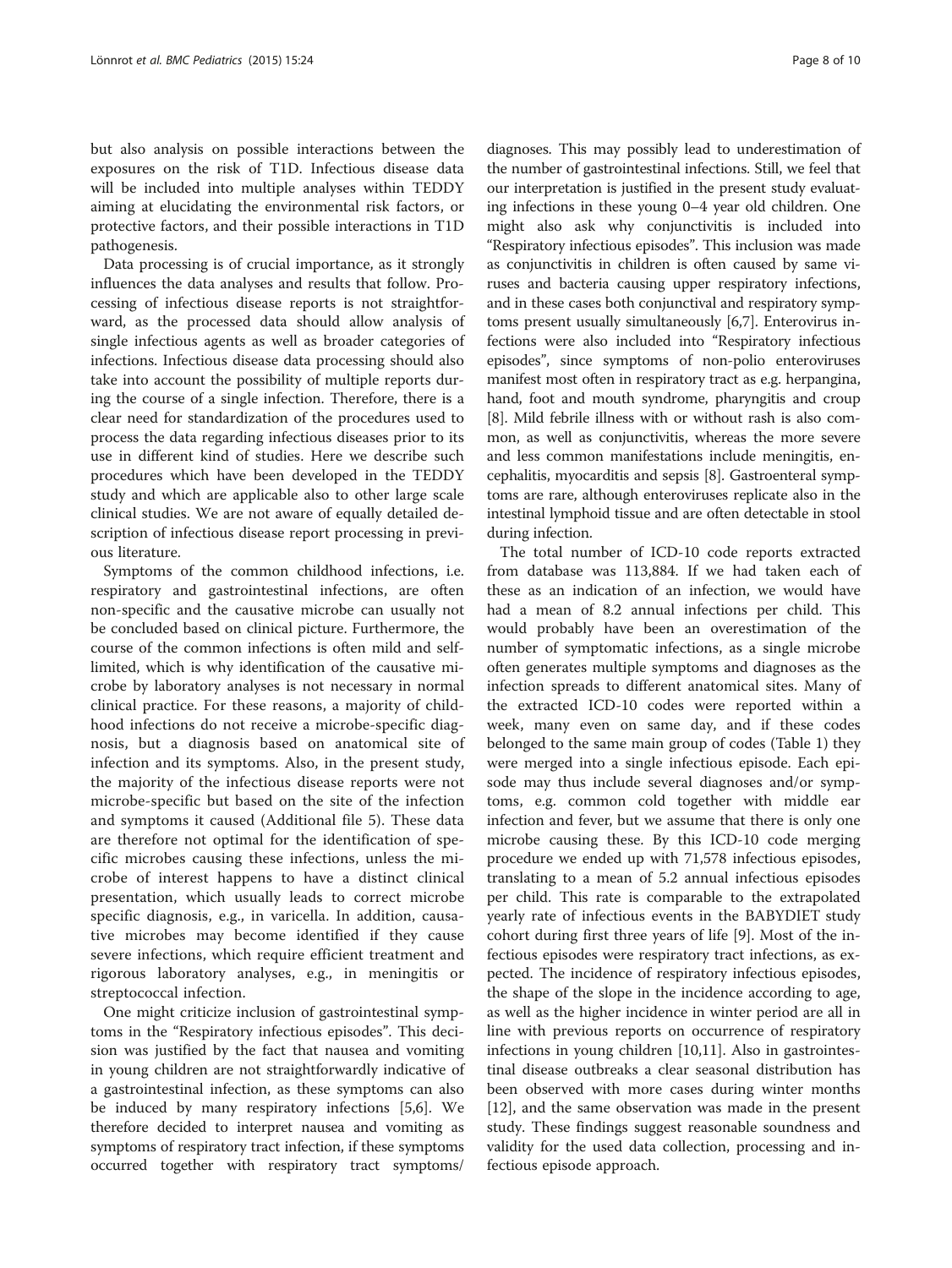but also analysis on possible interactions between the exposures on the risk of T1D. Infectious disease data will be included into multiple analyses within TEDDY aiming at elucidating the environmental risk factors, or protective factors, and their possible interactions in T1D pathogenesis.

Data processing is of crucial importance, as it strongly influences the data analyses and results that follow. Processing of infectious disease reports is not straightforward, as the processed data should allow analysis of single infectious agents as well as broader categories of infections. Infectious disease data processing should also take into account the possibility of multiple reports during the course of a single infection. Therefore, there is a clear need for standardization of the procedures used to process the data regarding infectious diseases prior to its use in different kind of studies. Here we describe such procedures which have been developed in the TEDDY study and which are applicable also to other large scale clinical studies. We are not aware of equally detailed description of infectious disease report processing in previous literature.

Symptoms of the common childhood infections, i.e. respiratory and gastrointestinal infections, are often non-specific and the causative microbe can usually not be concluded based on clinical picture. Furthermore, the course of the common infections is often mild and self-limited, which is why identification of the causative microbe by laboratory analyses is not necessary in normal clinical practice. For these reasons, a majority of childhood infections do not receive a microbe-specific diagnosis, but a diagnosis based on anatomical site of infection and its symptoms. Also, in the present study, the majority of the infectious disease reports were not microbe-specific but based on the site of the infection and symptoms it caused (Additional file 5). These data are therefore not optimal for the identification of specific microbes causing these infections, unless the microbe of interest happens to have a distinct clinical presentation, which usually leads to correct microbe specific diagnosis, e.g., in varicella. In addition, causative microbes may become identified if they cause severe infections, which require efficient treatment and rigorous laboratory analyses, e.g., in meningitis or streptococcal infection.

One might criticize inclusion of gastrointestinal symptoms in the "Respiratory infectious episodes". This decision was justified by the fact that nausea and vomiting in young children are not straightforwardly indicative of a gastrointestinal infection, as these symptoms can also be induced by many respiratory infections [5,6]. We therefore decided to interpret nausea and vomiting as symptoms of respiratory tract infection, if these symptoms occurred together with respiratory tract symptoms/diagnoses. This may possibly lead to underestimation of the number of gastrointestinal infections. Still, we feel that our interpretation is justified in the present study evaluating infections in these young 0–4 year old children. One might also ask why conjunctivitis is included into "Respiratory infectious episodes". This inclusion was made as conjunctivitis in children is often caused by same viruses and bacteria causing upper respiratory infections, and in these cases both conjunctival and respiratory symptoms present usually simultaneously [6,7]. Enterovirus infections were also included into "Respiratory infectious episodes", since symptoms of non-polio enteroviruses manifest most often in respiratory tract as e.g. herpangina, hand, foot and mouth syndrome, pharyngitis and croup [8]. Mild febrile illness with or without rash is also common, as well as conjunctivitis, whereas the more severe and less common manifestations include meningitis, encephalitis, myocarditis and sepsis [8]. Gastroenteral symptoms are rare, although enteroviruses replicate also in the intestinal lymphoid tissue and are often detectable in stool during infection.

The total number of ICD-10 code reports extracted from database was 113,884. If we had taken each of these as an indication of an infection, we would have had a mean of 8.2 annual infections per child. This would probably have been an overestimation of the number of symptomatic infections, as a single microbe often generates multiple symptoms and diagnoses as the infection spreads to different anatomical sites. Many of the extracted ICD-10 codes were reported within a week, many even on same day, and if these codes belonged to the same main group of codes (Table 1) they were merged into a single infectious episode. Each episode may thus include several diagnoses and/or symptoms, e.g. common cold together with middle ear infection and fever, but we assume that there is only one microbe causing these. By this ICD-10 code merging procedure we ended up with 71,578 infectious episodes, translating to a mean of 5.2 annual infectious episodes per child. This rate is comparable to the extrapolated yearly rate of infectious events in the BABYDIET study cohort during first three years of life [9]. Most of the infectious episodes were respiratory tract infections, as expected. The incidence of respiratory infectious episodes, the shape of the slope in the incidence according to age, as well as the higher incidence in winter period are all in line with previous reports on occurrence of respiratory infections in young children [10,11]. Also in gastrointestinal disease outbreaks a clear seasonal distribution has been observed with more cases during winter months [12], and the same observation was made in the present study. These findings suggest reasonable soundness and validity for the used data collection, processing and infectious episode approach.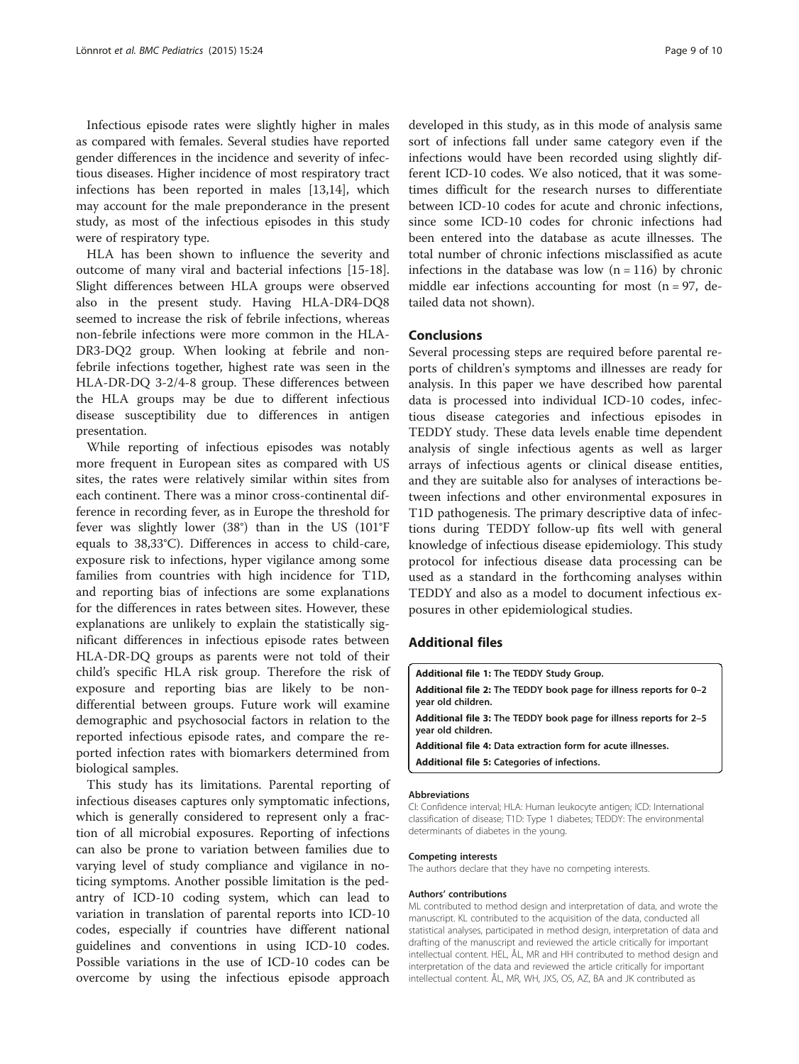Infectious episode rates were slightly higher in males as compared with females. Several studies have reported gender differences in the incidence and severity of infectious diseases. Higher incidence of most respiratory tract infections has been reported in males [13,14], which may account for the male preponderance in the present study, as most of the infectious episodes in this study were of respiratory type.

HLA has been shown to influence the severity and outcome of many viral and bacterial infections [15-18]. Slight differences between HLA groups were observed also in the present study. Having HLA-DR4-DQ8 seemed to increase the risk of febrile infections, whereas non-febrile infections were more common in the HLA-DR3-DQ2 group. When looking at febrile and non-febrile infections together, highest rate was seen in the HLA-DR-DQ 3-2/4-8 group. These differences between the HLA groups may be due to different infectious disease susceptibility due to differences in antigen presentation.

While reporting of infectious episodes was notably more frequent in European sites as compared with US sites, the rates were relatively similar within sites from each continent. There was a minor cross-continental difference in recording fever, as in Europe the threshold for fever was slightly lower (38°) than in the US (101°F equals to 38,33°C). Differences in access to child-care, exposure risk to infections, hyper vigilance among some families from countries with high incidence for T1D, and reporting bias of infections are some explanations for the differences in rates between sites. However, these explanations are unlikely to explain the statistically significant differences in infectious episode rates between HLA-DR-DQ groups as parents were not told of their child's specific HLA risk group. Therefore the risk of exposure and reporting bias are likely to be non-differential between groups. Future work will examine demographic and psychosocial factors in relation to the reported infectious episode rates, and compare the reported infection rates with biomarkers determined from biological samples.

This study has its limitations. Parental reporting of infectious diseases captures only symptomatic infections, which is generally considered to represent only a fraction of all microbial exposures. Reporting of infections can also be prone to variation between families due to varying level of study compliance and vigilance in noticing symptoms. Another possible limitation is the pedantry of ICD-10 coding system, which can lead to variation in translation of parental reports into ICD-10 codes, especially if countries have different national guidelines and conventions in using ICD-10 codes. Possible variations in the use of ICD-10 codes can be overcome by using the infectious episode approach developed in this study, as in this mode of analysis same sort of infections fall under same category even if the infections would have been recorded using slightly different ICD-10 codes. We also noticed, that it was sometimes difficult for the research nurses to differentiate between ICD-10 codes for acute and chronic infections, since some ICD-10 codes for chronic infections had been entered into the database as acute illnesses. The total number of chronic infections misclassified as acute infections in the database was low (n = 116) by chronic middle ear infections accounting for most (n = 97, detailed data not shown).

## Conclusions

Several processing steps are required before parental reports of children's symptoms and illnesses are ready for analysis. In this paper we have described how parental data is processed into individual ICD-10 codes, infectious disease categories and infectious episodes in TEDDY study. These data levels enable time dependent analysis of single infectious agents as well as larger arrays of infectious agents or clinical disease entities, and they are suitable also for analyses of interactions between infections and other environmental exposures in T1D pathogenesis. The primary descriptive data of infections during TEDDY follow-up fits well with general knowledge of infectious disease epidemiology. This study protocol for infectious disease data processing can be used as a standard in the forthcoming analyses within TEDDY and also as a model to document infectious exposures in other epidemiological studies.

## Additional files

**Additional file 1: The TEDDY Study Group.**

**Additional file 2: The TEDDY book page for illness reports for 0–2 year old children.**

**Additional file 3: The TEDDY book page for illness reports for 2–5 year old children.**

**Additional file 4: Data extraction form for acute illnesses.**

**Additional file 5: Categories of infections.**

#### Abbreviations

CI: Confidence interval; HLA: Human leukocyte antigen; ICD: International classification of disease; T1D: Type 1 diabetes; TEDDY: The environmental determinants of diabetes in the young.

#### Competing interests

The authors declare that they have no competing interests.

#### Authors' contributions

ML contributed to method design and interpretation of data, and wrote the manuscript. KL contributed to the acquisition of the data, conducted all statistical analyses, participated in method design, interpretation of data and drafting of the manuscript and reviewed the article critically for important intellectual content. HEL, ÅL, MR and HH contributed to method design and interpretation of the data and reviewed the article critically for important intellectual content. ÅL, MR, WH, JXS, OS, AZ, BA and JK contributed as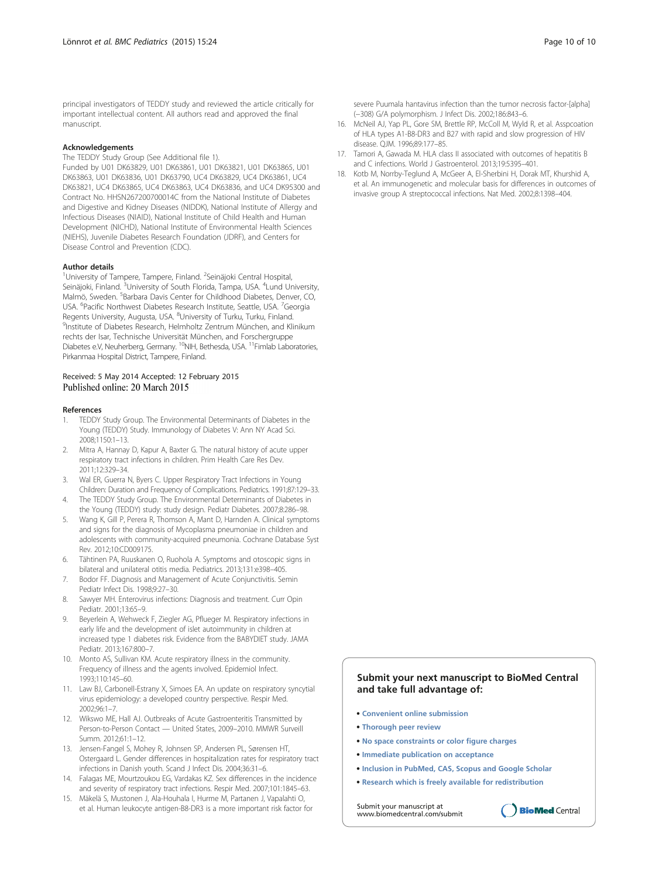principal investigators of TEDDY study and reviewed the article critically for important intellectual content. All authors read and approved the final manuscript.

### Acknowledgements

The TEDDY Study Group (See Additional file 1).

Funded by U01 DK63829, U01 DK63861, U01 DK63821, U01 DK63865, U01 DK63863, U01 DK63836, U01 DK63790, UC4 DK63829, UC4 DK63861, UC4 DK63821, UC4 DK63865, UC4 DK63863, UC4 DK63836, and UC4 DK95300 and Contract No. HHSN267200700014C from the National Institute of Diabetes and Digestive and Kidney Diseases (NIDDK), National Institute of Allergy and Infectious Diseases (NIAID), National Institute of Child Health and Human Development (NICHD), National Institute of Environmental Health Sciences (NIEHS), Juvenile Diabetes Research Foundation (JDRF), and Centers for Disease Control and Prevention (CDC).

### Author details

[1]University of Tampere, Tampere, Finland. [2]Seinäjoki Central Hospital, Seinäjoki, Finland. [3]University of South Florida, Tampa, USA. [4]Lund University, Malmö, Sweden. [5]Barbara Davis Center for Childhood Diabetes, Denver, CO, USA. [6]Pacific Northwest Diabetes Research Institute, Seattle, USA. [7]Georgia Regents University, Augusta, USA. [8]University of Turku, Turku, Finland. [9]Institute of Diabetes Research, Helmholtz Zentrum München, and Klinikum rechts der Isar, Technische Universität München, and Forschergruppe Diabetes e.V, Neuherberg, Germany. [10]NIH, Bethesda, USA. [11]Fimlab Laboratories, Pirkanmaa Hospital District, Tampere, Finland.

Received: 5 May 2014 Accepted: 12 February 2015
Published online: 20 March 2015

### References

1. TEDDY Study Group. The Environmental Determinants of Diabetes in the Young (TEDDY) Study. Immunology of Diabetes V: Ann NY Acad Sci. 2008;1150:1–13.
2. Mitra A, Hannay D, Kapur A, Baxter G. The natural history of acute upper respiratory tract infections in children. Prim Health Care Res Dev. 2011;12:329–34.
3. Wal ER, Guerra N, Byers C. Upper Respiratory Tract Infections in Young Children: Duration and Frequency of Complications. Pediatrics. 1991;87:129–33.
4. The TEDDY Study Group. The Environmental Determinants of Diabetes in the Young (TEDDY) study: study design. Pediatr Diabetes. 2007;8:286–98.
5. Wang K, Gill P, Perera R, Thomson A, Mant D, Harnden A. Clinical symptoms and signs for the diagnosis of Mycoplasma pneumoniae in children and adolescents with community-acquired pneumonia. Cochrane Database Syst Rev. 2012;10:CD009175.
6. Tähtinen PA, Ruuskanen O, Ruohola A. Symptoms and otoscopic signs in bilateral and unilateral otitis media. Pediatrics. 2013;131:e398–405.
7. Bodor FF. Diagnosis and Management of Acute Conjunctivitis. Semin Pediatr Infect Dis. 1998;9:27–30.
8. Sawyer MH. Enterovirus infections: Diagnosis and treatment. Curr Opin Pediatr. 2001;13:65–9.
9. Beyerlein A, Wehweck F, Ziegler AG, Pflueger M. Respiratory infections in early life and the development of islet autoimmunity in children at increased type 1 diabetes risk. Evidence from the BABYDIET study. JAMA Pediatr. 2013;167:800–7.
10. Monto AS, Sullivan KM. Acute respiratory illness in the community. Frequency of illness and the agents involved. Epidemiol Infect. 1993;110:145–60.
11. Law BJ, Carbonell-Estrany X, Simoes EA. An update on respiratory syncytial virus epidemiology: a developed country perspective. Respir Med. 2002;96:1–7.
12. Wikswo ME, Hall AJ. Outbreaks of Acute Gastroenteritis Transmitted by Person-to-Person Contact — United States, 2009–2010. MMWR Surveill Summ. 2012;61:1–12.
13. Jensen-Fangel S, Mohey R, Johnsen SP, Andersen PL, Sørensen HT, Ostergaard L. Gender differences in hospitalization rates for respiratory tract infections in Danish youth. Scand J Infect Dis. 2004;36:31–6.
14. Falagas ME, Mourtzoukou EG, Vardakas KZ. Sex differences in the incidence and severity of respiratory tract infections. Respir Med. 2007;101:1845–63.
15. Mäkelä S, Mustonen J, Ala-Houhala I, Hurme M, Partanen J, Vapalahti O, et al. Human leukocyte antigen-B8-DR3 is a more important risk factor for severe Puumala hantavirus infection than the tumor necrosis factor-[alpha] (−308) G/A polymorphism. J Infect Dis. 2002;186:843–6.
16. McNeil AJ, Yap PL, Gore SM, Brettle RP, McColl M, Wyld R, et al. Asspcoation of HLA types A1-B8-DR3 and B27 with rapid and slow progression of HIV disease. QJM. 1996;89:177–85.
17. Tamori A, Gawada M. HLA class II associated with outcomes of hepatitis B and C infections. World J Gastroenterol. 2013;19:5395–401.
18. Kotb M, Norrby-Teglund A, McGeer A, El-Sherbini H, Dorak MT, Khurshid A, et al. An immunogenetic and molecular basis for differences in outcomes of invasive group A streptococcal infections. Nat Med. 2002;8:1398–404.

**Submit your next manuscript to BioMed Central and take full advantage of:**

- Convenient online submission
- Thorough peer review
- No space constraints or color figure charges
- Immediate publication on acceptance
- Inclusion in PubMed, CAS, Scopus and Google Scholar
- Research which is freely available for redistribution

Submit your manuscript at
www.biomedcentral.com/submit

BioMed Central